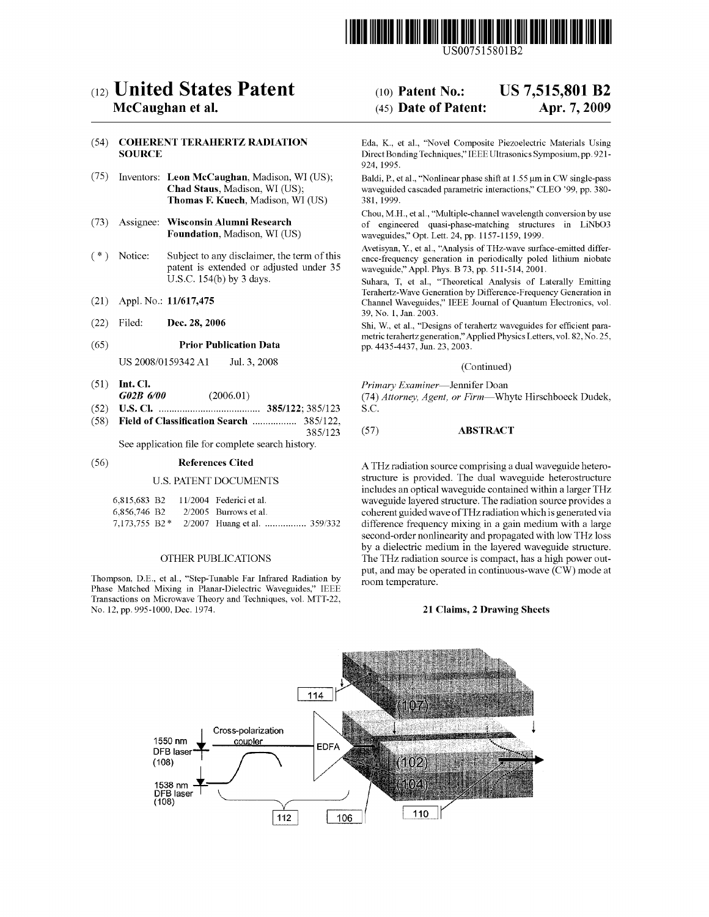# (12) United States Patent
**McCaughan et al.**

(10) **Patent No.: US 7,515,801 B2**

(45) **Date of Patent: Apr. 7, 2009**

(54) **COHERENT TERAHERTZ RADIATION SOURCE**

(75) Inventors: **Leon McCaughan**, Madison, WI (US); **Chad Staus**, Madison, WI (US); **Thomas F. Kuech**, Madison, WI (US)

(73) Assignee: **Wisconsin Alumni Research Foundation**, Madison, WI (US)

( * ) Notice: Subject to any disclaimer, the term of this patent is extended or adjusted under 35 U.S.C. 154(b) by 3 days.

(21) Appl. No.: **11/617,475**

(22) Filed: **Dec. 28, 2006**

(65) **Prior Publication Data**

US 2008/0159342 A1 Jul. 3, 2008

(51) **Int. Cl.**
*G02B 6/00* (2006.01)

(52) **U.S. Cl.** ....................................... **385/122**; 385/123

(58) **Field of Classification Search** ................. 385/122, 385/123

See application file for complete search history.

(56) **References Cited**

U.S. PATENT DOCUMENTS

| | | |
|---|---|---|
| 6,815,683 B2 | 11/2004 | Federici et al. |
| 6,856,746 B2 | 2/2005 | Burrows et al. |
| 7,173,755 B2 * | 2/2007 | Huang et al. ................ 359/332 |

OTHER PUBLICATIONS

Thompson, D.E., et al., "Step-Tunable Far Infrared Radiation by Phase Matched Mixing in Planar-Dielectric Waveguides," IEEE Transactions on Microwave Theory and Techniques, vol. MTT-22, No. 12, pp. 995-1000, Dec. 1974.

Eda, K., et al., "Novel Composite Piezoelectric Materials Using Direct Bonding Techniques," IEEE Ultrasonics Symposium, pp. 921-924, 1995.

Baldi, P., et al., "Nonlinear phase shift at 1.55 μm in CW single-pass waveguided cascaded parametric interactions," CLEO '99, pp. 380-381, 1999.

Chou, M.H., et al., "Multiple-channel wavelength conversion by use of engineered quasi-phase-matching structures in LiNbO3 waveguides," Opt. Lett. 24, pp. 1157-1159, 1999.

Avetisyan, Y., et al., "Analysis of THz-wave surface-emitted difference-frequency generation in periodically poled lithium niobate waveguide," Appl. Phys. B 73, pp. 511-514, 2001.

Suhara, T, et al., "Theoretical Analysis of Laterally Emitting Terahertz-Wave Generation by Difference-Frequency Generation in Channel Waveguides," IEEE Journal of Quantum Electronics, vol. 39, No. 1, Jan. 2003.

Shi, W., et al., "Designs of terahertz waveguides for efficient parametric terahertz generation," Applied Physics Letters, vol. 82, No. 25, pp. 4435-4437, Jun. 23, 2003.

(Continued)

*Primary Examiner*—Jennifer Doan

(74) *Attorney, Agent, or Firm*—Whyte Hirschboeck Dudek, S.C.

(57) **ABSTRACT**

A THz radiation source comprising a dual waveguide heterostructure is provided. The dual waveguide heterostructure includes an optical waveguide contained within a larger THz waveguide layered structure. The radiation source provides a coherent guided wave of THz radiation which is generated via difference frequency mixing in a gain medium with a large second-order nonlinearity and propagated with low THz loss by a dielectric medium in the layered waveguide structure. The THz radiation source is compact, has a high power output, and may be operated in continuous-wave (CW) mode at room temperature.

**21 Claims, 2 Drawing Sheets**

114 (107) Cross-polarization coupler 1550 nm DFB laser (108) EDFA (102) (104) 1538 nm DFB laser (108) 112 106 110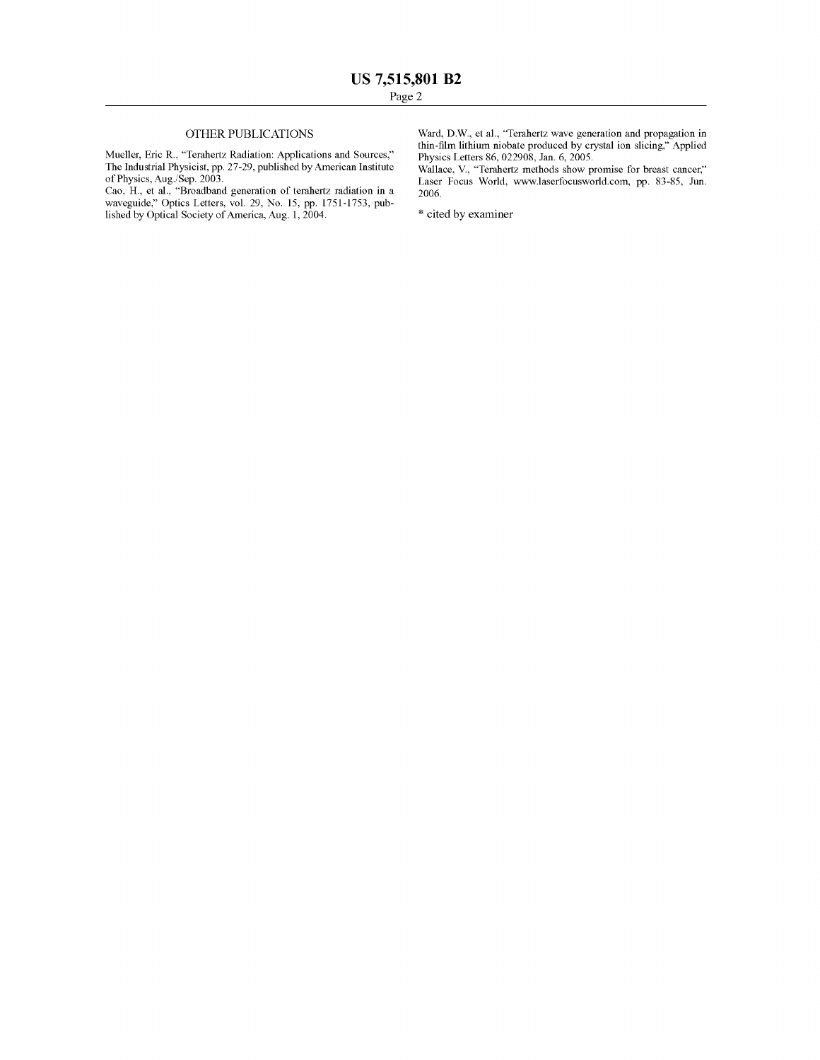## OTHER PUBLICATIONS

Mueller, Eric R., "Terahertz Radiation: Applications and Sources," The Industrial Physicist, pp. 27-29, published by American Institute of Physics, Aug./Sep. 2003.

Cao, H., et al., "Broadband generation of terahertz radiation in a waveguide," Optics Letters, vol. 29, No. 15, pp. 1751-1753, published by Optical Society of America, Aug. 1, 2004.

Ward, D.W., et al., "Terahertz wave generation and propagation in thin-film lithium niobate produced by crystal ion slicing," Applied Physics Letters 86, 022908, Jan. 6, 2005.

Wallace, V., "Terahertz methods show promise for breast cancer," Laser Focus World, www.laserfocusworld.com, pp. 83-85, Jun. 2006.

* cited by examiner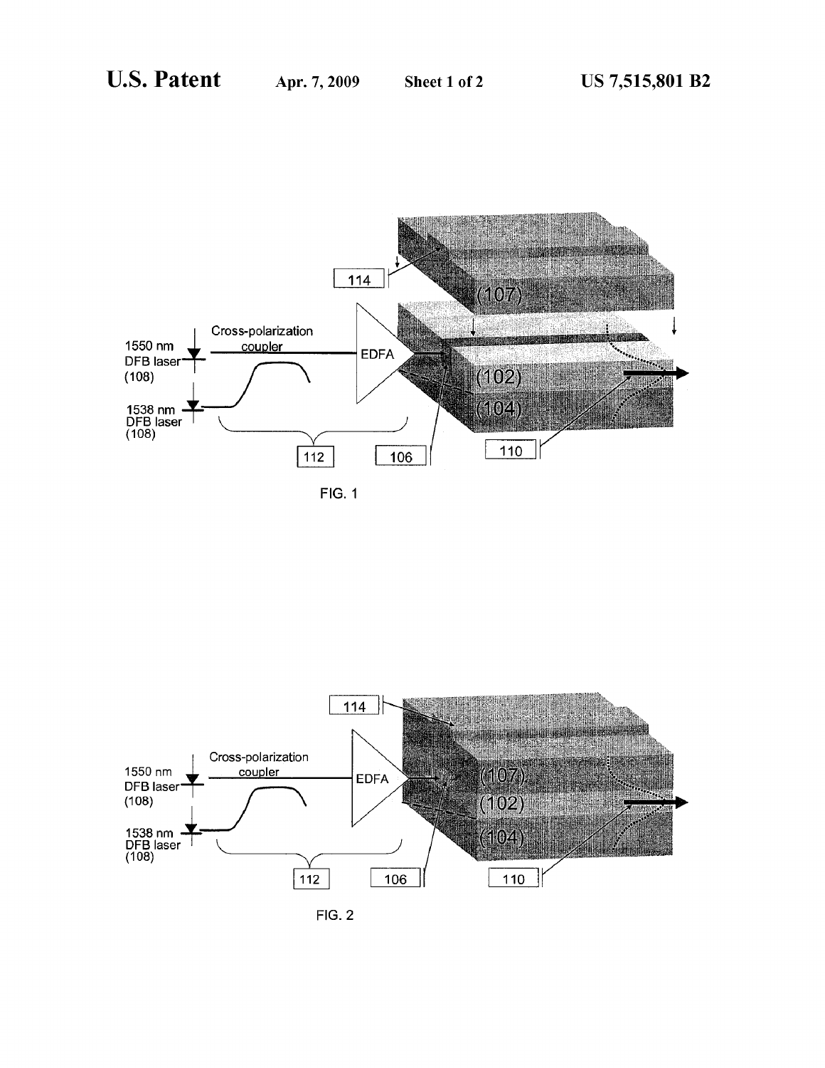1550 nm DFB laser (108)

Cross-polarization coupler

1538 nm DFB laser (108)

EDFA

114

(107)

(102)

(104)

112

106

110

FIG. 1

114

1550 nm DFB laser (108)

Cross-polarization coupler

1538 nm DFB laser (108)

EDFA

(107)

(102)

(104)

112

106

110

FIG. 2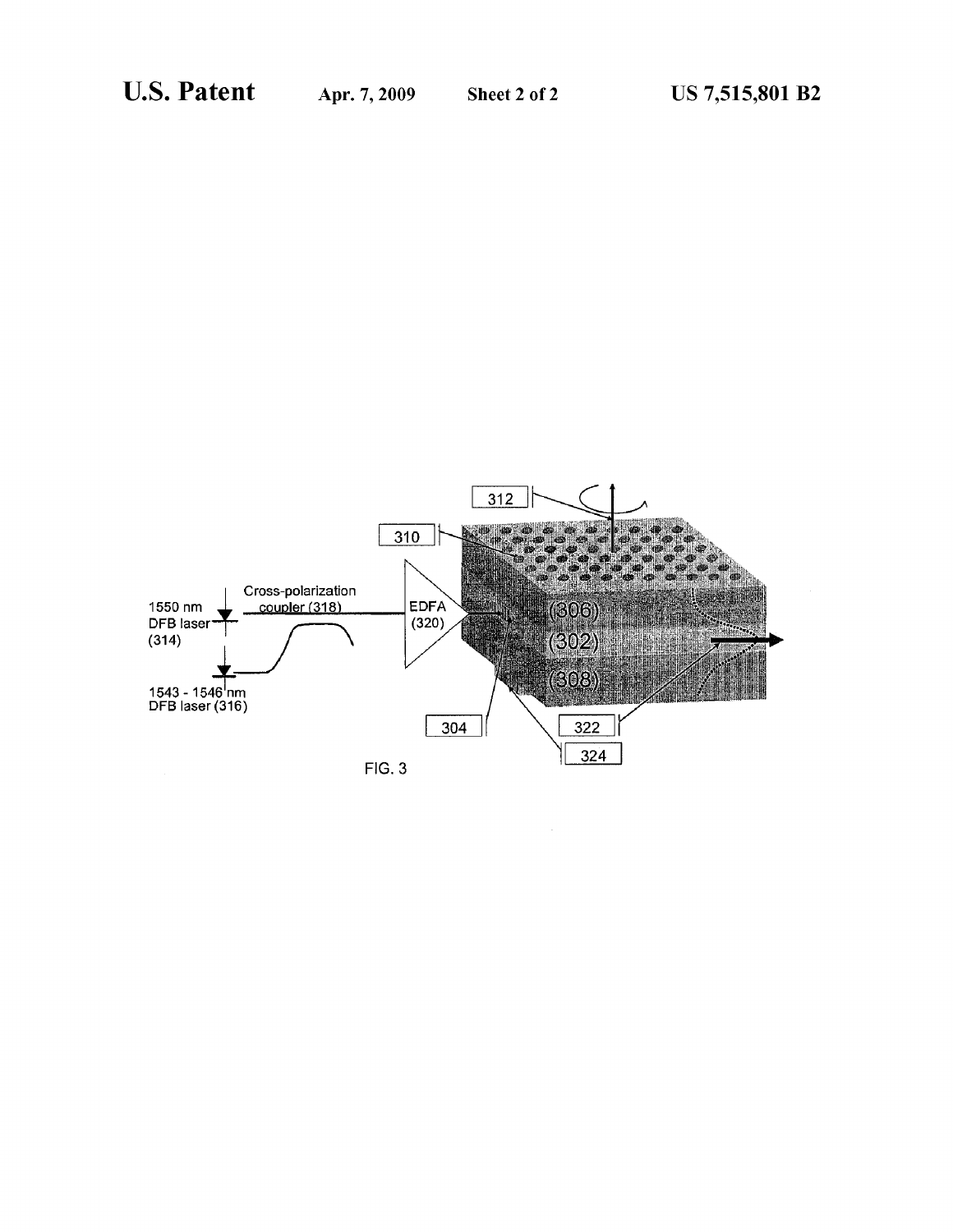FIG. 3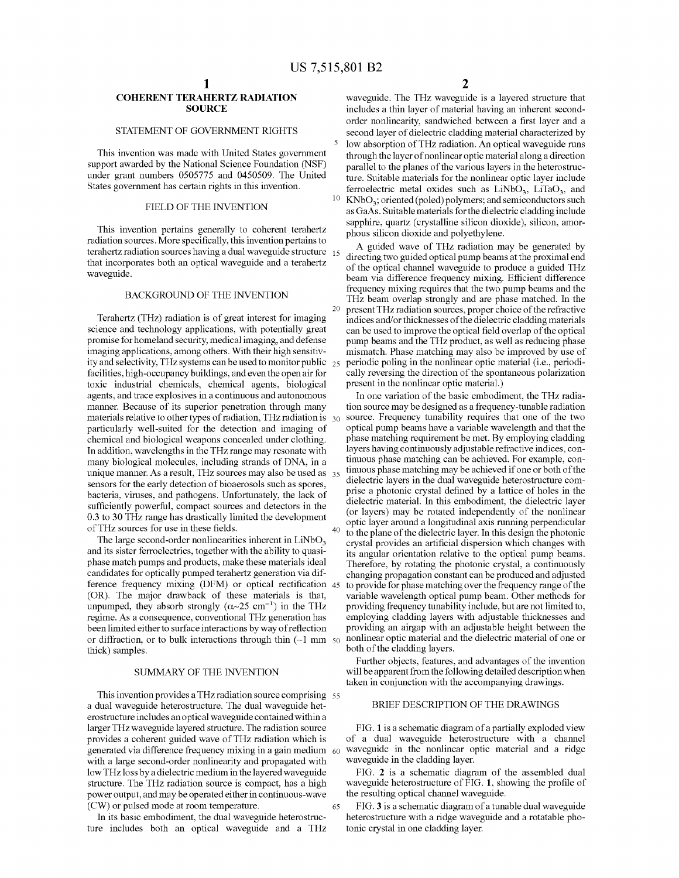# COHERENT TERAHERTZ RADIATION SOURCE

## STATEMENT OF GOVERNMENT RIGHTS

This invention was made with United States government support awarded by the National Science Foundation (NSF) under grant numbers 0505775 and 0450509. The United States government has certain rights in this invention.

## FIELD OF THE INVENTION

This invention pertains generally to coherent terahertz radiation sources. More specifically, this invention pertains to terahertz radiation sources having a dual waveguide structure that incorporates both an optical waveguide and a terahertz waveguide.

## BACKGROUND OF THE INVENTION

Terahertz (THz) radiation is of great interest for imaging science and technology applications, with potentially great promise for homeland security, medical imaging, and defense imaging applications, among others. With their high sensitivity and selectivity, THz systems can be used to monitor public facilities, high-occupancy buildings, and even the open air for toxic industrial chemicals, chemical agents, biological agents, and trace explosives in a continuous and autonomous manner. Because of its superior penetration through many materials relative to other types of radiation, THz radiation is particularly well-suited for the detection and imaging of chemical and biological weapons concealed under clothing. In addition, wavelengths in the THz range may resonate with many biological molecules, including strands of DNA, in a unique manner. As a result, THz sources may also be used as sensors for the early detection of bioaerosols such as spores, bacteria, viruses, and pathogens. Unfortunately, the lack of sufficiently powerful, compact sources and detectors in the 0.3 to 30 THz range has drastically limited the development of THz sources for use in these fields.

The large second-order nonlinearities inherent in $LiNbO_3$ and its sister ferroelectrics, together with the ability to quasi-phase match pumps and products, make these materials ideal candidates for optically pumped terahertz generation via difference frequency mixing (DFM) or optical rectification (OR). The major drawback of these materials is that, unpumped, they absorb strongly ($\alpha \sim 25$ cm$^{-1}$) in the THz regime. As a consequence, conventional THz generation has been limited either to surface interactions by way of reflection or diffraction, or to bulk interactions through thin (~1 mm thick) samples.

## SUMMARY OF THE INVENTION

This invention provides a THz radiation source comprising a dual waveguide heterostructure. The dual waveguide heterostructure includes an optical waveguide contained within a larger THz waveguide layered structure. The radiation source provides a coherent guided wave of THz radiation which is generated via difference frequency mixing in a gain medium with a large second-order nonlinearity and propagated with low THz loss by a dielectric medium in the layered waveguide structure. The THz radiation source is compact, has a high power output, and may be operated either in continuous-wave (CW) or pulsed mode at room temperature.

In its basic embodiment, the dual waveguide heterostructure includes both an optical waveguide and a THz waveguide. The THz waveguide is a layered structure that includes a thin layer of material having an inherent second-order nonlinearity, sandwiched between a first layer and a second layer of dielectric cladding material characterized by low absorption of THz radiation. An optical waveguide runs through the layer of nonlinear optic material along a direction parallel to the planes of the various layers in the heterostructure. Suitable materials for the nonlinear optic layer include ferroelectric metal oxides such as $LiNbO_3$, $LiTaO_3$, and $KNbO_3$; oriented (poled) polymers; and semiconductors such as GaAs. Suitable materials for the dielectric cladding include sapphire, quartz (crystalline silicon dioxide), silicon, amorphous silicon dioxide and polyethylene.

A guided wave of THz radiation may be generated by directing two guided optical pump beams at the proximal end of the optical channel waveguide to produce a guided THz beam via difference frequency mixing. Efficient difference frequency mixing requires that the two pump beams and the THz beam overlap strongly and are phase matched. In the present THz radiation sources, proper choice of the refractive indices and/or thicknesses of the dielectric cladding materials can be used to improve the optical field overlap of the optical pump beams and the THz product, as well as reducing phase mismatch. Phase matching may also be improved by use of periodic poling in the nonlinear optic material (i.e., periodically reversing the direction of the spontaneous polarization present in the nonlinear optic material.)

In one variation of the basic embodiment, the THz radiation source may be designed as a frequency-tunable radiation source. Frequency tunability requires that one of the two optical pump beams have a variable wavelength and that the phase matching requirement be met. By employing cladding layers having continuously adjustable refractive indices, continuous phase matching can be achieved. For example, continuous phase matching may be achieved if one or both of the dielectric layers in the dual waveguide heterostructure comprise a photonic crystal defined by a lattice of holes in the dielectric material. In this embodiment, the dielectric layer (or layers) may be rotated independently of the nonlinear optic layer around a longitudinal axis running perpendicular to the plane of the dielectric layer. In this design the photonic crystal provides an artificial dispersion which changes with its angular orientation relative to the optical pump beams. Therefore, by rotating the photonic crystal, a continuously changing propagation constant can be produced and adjusted to provide for phase matching over the frequency range of the variable wavelength optical pump beam. Other methods for providing frequency tunability include, but are not limited to, employing cladding layers with adjustable thicknesses and providing an airgap with an adjustable height between the nonlinear optic material and the dielectric material of one or both of the cladding layers.

Further objects, features, and advantages of the invention will be apparent from the following detailed description when taken in conjunction with the accompanying drawings.

## BRIEF DESCRIPTION OF THE DRAWINGS

FIG. 1 is a schematic diagram of a partially exploded view of a dual waveguide heterostructure with a channel waveguide in the nonlinear optic material and a ridge waveguide in the cladding layer.

FIG. 2 is a schematic diagram of the assembled dual waveguide heterostructure of FIG. 1, showing the profile of the resulting optical channel waveguide.

FIG. 3 is a schematic diagram of a tunable dual waveguide heterostructure with a ridge waveguide and a rotatable photonic crystal in one cladding layer.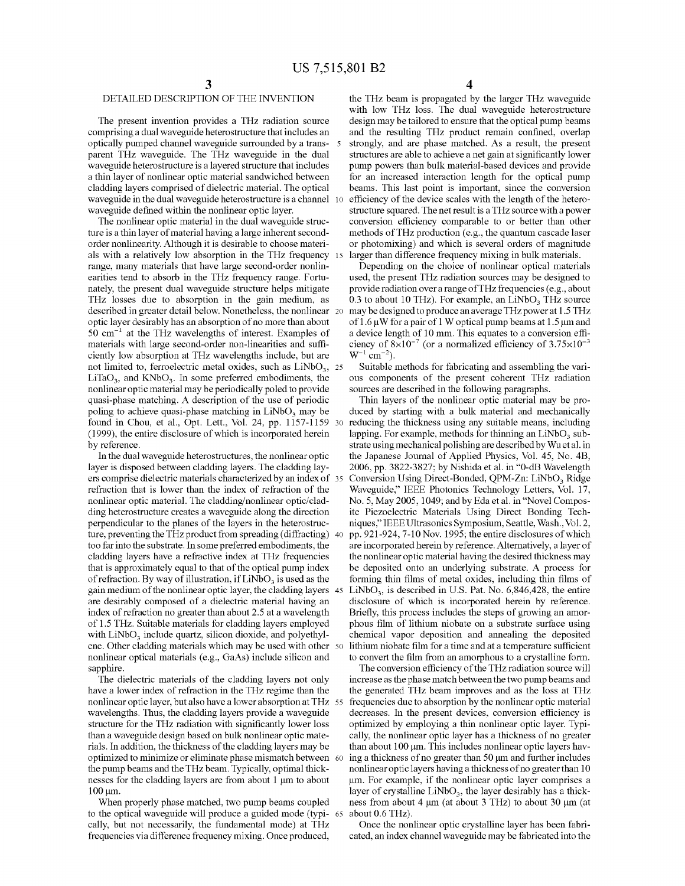## DETAILED DESCRIPTION OF THE INVENTION

The present invention provides a THz radiation source comprising a dual waveguide heterostructure that includes an optically pumped channel waveguide surrounded by a transparent THz waveguide. The THz waveguide in the dual waveguide heterostructure is a layered structure that includes a thin layer of nonlinear optic material sandwiched between cladding layers comprised of dielectric material. The optical waveguide in the dual waveguide heterostructure is a channel waveguide defined within the nonlinear optic layer.

The nonlinear optic material in the dual waveguide structure is a thin layer of material having a large inherent second-order nonlinearity. Although it is desirable to choose materials with a relatively low absorption in the THz frequency range, many materials that have large second-order nonlinearities tend to absorb in the THz frequency range. Fortunately, the present dual waveguide structure helps mitigate THz losses due to absorption in the gain medium, as described in greater detail below. Nonetheless, the nonlinear optic layer desirably has an absorption of no more than about 50 $cm^{-1}$ at the THz wavelengths of interest. Examples of materials with large second-order non-linearities and sufficiently low absorption at THz wavelengths include, but are not limited to, ferroelectric metal oxides, such as $LiNbO_3$, $LiTaO_3$, and $KNbO_3$. In some preferred embodiments, the nonlinear optic material may be periodically poled to provide quasi-phase matching. A description of the use of periodic poling to achieve quasi-phase matching in $LiNbO_3$ may be found in Chou, et al., Opt. Lett., Vol. 24, pp. 1157-1159 (1999), the entire disclosure of which is incorporated herein by reference.

In the dual waveguide heterostructures, the nonlinear optic layer is disposed between cladding layers. The cladding layers comprise dielectric materials characterized by an index of refraction that is lower than the index of refraction of the nonlinear optic material. The cladding/nonlinear optic/cladding heterostructure creates a waveguide along the direction perpendicular to the planes of the layers in the heterostructure, preventing the THz product from spreading (diffracting) too far into the substrate. In some preferred embodiments, the cladding layers have a refractive index at THz frequencies that is approximately equal to that of the optical pump index of refraction. By way of illustration, if $LiNbO_3$ is used as the gain medium of the nonlinear optic layer, the cladding layers are desirably composed of a dielectric material having an index of refraction no greater than about 2.5 at a wavelength of 1.5 THz. Suitable materials for cladding layers employed with $LiNbO_3$ include quartz, silicon dioxide, and polyethylene. Other cladding materials which may be used with other nonlinear optical materials (e.g., GaAs) include silicon and sapphire.

The dielectric materials of the cladding layers not only have a lower index of refraction in the THz regime than the nonlinear optic layer, but also have a lower absorption at THz wavelengths. Thus, the cladding layers provide a waveguide structure for the THz radiation with significantly lower loss than a waveguide design based on bulk nonlinear optic materials. In addition, the thickness of the cladding layers may be optimized to minimize or eliminate phase mismatch between the pump beams and the THz beam. Typically, optimal thicknesses for the cladding layers are from about 1 μm to about 100 μm.

When properly phase matched, two pump beams coupled to the optical waveguide will produce a guided mode (typically, but not necessarily, the fundamental mode) at THz frequencies via difference frequency mixing. Once produced, the THz beam is propagated by the larger THz waveguide with low THz loss. The dual waveguide heterostructure design may be tailored to ensure that the optical pump beams and the resulting THz product remain confined, overlap strongly, and are phase matched. As a result, the present structures are able to achieve a net gain at significantly lower pump powers than bulk material-based devices and provide for an increased interaction length for the optical pump beams. This last point is important, since the conversion efficiency of the device scales with the length of the heterostructure squared. The net result is a THz source with a power conversion efficiency comparable to or better than other methods of THz production (e.g., the quantum cascade laser or photomixing) and which is several orders of magnitude larger than difference frequency mixing in bulk materials.

Depending on the choice of nonlinear optical materials used, the present THz radiation sources may be designed to provide radiation over a range of THz frequencies (e.g., about 0.3 to about 10 THz). For example, an $LiNbO_3$ THz source may be designed to produce an average THz power at 1.5 THz of 1.6 μW for a pair of 1 W optical pump beams at 1.5 μm and a device length of 10 mm. This equates to a conversion efficiency of $8\times10^{-7}$ (or a normalized efficiency of $3.75\times10^{-3}$ $W^{-1}$ $cm^{-2}$).

Suitable methods for fabricating and assembling the various components of the present coherent THz radiation sources are described in the following paragraphs.

Thin layers of the nonlinear optic material may be produced by starting with a bulk material and mechanically reducing the thickness using any suitable means, including lapping. For example, methods for thinning an $LiNbO_3$ substrate using mechanical polishing are described by Wu et al. in the Japanese Journal of Applied Physics, Vol. 45, No. 4B, 2006, pp. 3822-3827; by Nishida et al. in "0-dB Wavelength Conversion Using Direct-Bonded, QPM-Zn: $LiNbO_3$ Ridge Waveguide," IEEE Photonics Technology Letters, Vol. 17, No. 5, May 2005, 1049; and by Eda et al. in "Novel Composite Piezoelectric Materials Using Direct Bonding Techniques," IEEE Ultrasonics Symposium, Seattle, Wash., Vol. 2, pp. 921-924, 7-10 Nov. 1995; the entire disclosures of which are incorporated herein by reference. Alternatively, a layer of the nonlinear optic material having the desired thickness may be deposited onto an underlying substrate. A process for forming thin films of metal oxides, including thin films of $LiNbO_3$, is described in U.S. Pat. No. 6,846,428, the entire disclosure of which is incorporated herein by reference. Briefly, this process includes the steps of growing an amorphous film of lithium niobate on a substrate surface using chemical vapor deposition and annealing the deposited lithium niobate film for a time and at a temperature sufficient to convert the film from an amorphous to a crystalline form.

The conversion efficiency of the THz radiation source will increase as the phase match between the two pump beams and the generated THz beam improves and as the loss at THz frequencies due to absorption by the nonlinear optic material decreases. In the present devices, conversion efficiency is optimized by employing a thin nonlinear optic layer. Typically, the nonlinear optic layer has a thickness of no greater than about 100 μm. This includes nonlinear optic layers having a thickness of no greater than 50 μm and further includes nonlinear optic layers having a thickness of no greater than 10 μm. For example, if the nonlinear optic layer comprises a layer of crystalline $LiNbO_3$, the layer desirably has a thickness from about 4 μm (at about 3 THz) to about 30 μm (at about 0.6 THz).

Once the nonlinear optic crystalline layer has been fabricated, an index channel waveguide may be fabricated into the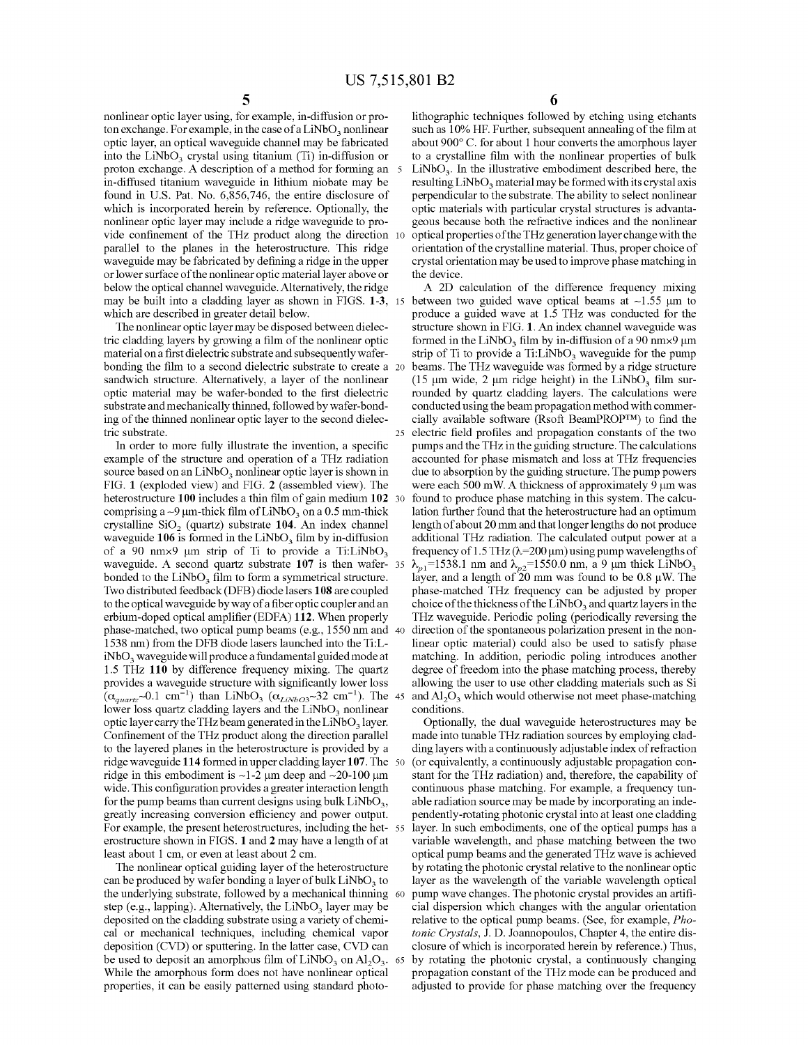nonlinear optic layer using, for example, in-diffusion or proton exchange. For example, in the case of a $LiNbO_3$ nonlinear optic layer, an optical waveguide channel may be fabricated into the $LiNbO_3$ crystal using titanium (Ti) in-diffusion or proton exchange. A description of a method for forming an in-diffused titanium waveguide in lithium niobate may be found in U.S. Pat. No. 6,856,746, the entire disclosure of which is incorporated herein by reference. Optionally, the nonlinear optic layer may include a ridge waveguide to provide confinement of the THz product along the direction parallel to the planes in the heterostructure. This ridge waveguide may be fabricated by defining a ridge in the upper or lower surface of the nonlinear optic material layer above or below the optical channel waveguide. Alternatively, the ridge may be built into a cladding layer as shown in FIGS. 1-3, which are described in greater detail below.

The nonlinear optic layer may be disposed between dielectric cladding layers by growing a film of the nonlinear optic material on a first dielectric substrate and subsequently wafer-bonding the film to a second dielectric substrate to create a sandwich structure. Alternatively, a layer of the nonlinear optic material may be wafer-bonded to the first dielectric substrate and mechanically thinned, followed by wafer-bonding of the thinned nonlinear optic layer to the second dielectric substrate.

In order to more fully illustrate the invention, a specific example of the structure and operation of a THz radiation source based on an $LiNbO_3$ nonlinear optic layer is shown in FIG. 1 (exploded view) and FIG. 2 (assembled view). The heterostructure **100** includes a thin film of gain medium **102** comprising a ~9 μm-thick film of $LiNbO_3$ on a 0.5 mm-thick crystalline $SiO_2$ (quartz) substrate **104**. An index channel waveguide **106** is formed in the $LiNbO_3$ film by in-diffusion of a 90 nm×9 μm strip of Ti to provide a Ti:$LiNbO_3$ waveguide. A second quartz substrate **107** is then wafer-bonded to the $LiNbO_3$ film to form a symmetrical structure. Two distributed feedback (DFB) diode lasers **108** are coupled to the optical waveguide by way of a fiber optic coupler and an erbium-doped optical amplifier (EDFA) **112**. When properly phase-matched, two optical pump beams (e.g., 1550 nm and 1538 nm) from the DFB diode lasers launched into the Ti:$LiNbO_3$ waveguide will produce a fundamental guided mode at 1.5 THz **110** by difference frequency mixing. The quartz provides a waveguide structure with significantly lower loss ($\alpha_{quartz}$~0.1 $cm^{-1}$) than $LiNbO_3$ ($\alpha_{LiNbO3}$~32 $cm^{-1}$). The lower loss quartz cladding layers and the $LiNbO_3$ nonlinear optic layer carry the THz beam generated in the $LiNbO_3$ layer. Confinement of the THz product along the direction parallel to the layered planes in the heterostructure is provided by a ridge waveguide **114** formed in upper cladding layer **107**. The ridge in this embodiment is ~1-2 μm deep and ~20-100 μm wide. This configuration provides a greater interaction length for the pump beams than current designs using bulk $LiNbO_3$, greatly increasing conversion efficiency and power output. For example, the present heterostructures, including the heterostructure shown in FIGS. 1 and 2 may have a length of at least about 1 cm, or even at least about 2 cm.

The nonlinear optical guiding layer of the heterostructure can be produced by wafer bonding a layer of bulk $LiNbO_3$ to the underlying substrate, followed by a mechanical thinning step (e.g., lapping). Alternatively, the $LiNbO_3$ layer may be deposited on the cladding substrate using a variety of chemical or mechanical techniques, including chemical vapor deposition (CVD) or sputtering. In the latter case, CVD can be used to deposit an amorphous film of $LiNbO_3$ on $Al_2O_3$. While the amorphous form does not have nonlinear optical properties, it can be easily patterned using standard photolithographic techniques followed by etching using etchants such as 10% HF. Further, subsequent annealing of the film at about 900° C. for about 1 hour converts the amorphous layer to a crystalline film with the nonlinear properties of bulk $LiNbO_3$. In the illustrative embodiment described here, the resulting $LiNbO_3$ material may be formed with its crystal axis perpendicular to the substrate. The ability to select nonlinear optic materials with particular crystal structures is advantageous because both the refractive indices and the nonlinear optical properties of the THz generation layer change with the orientation of the crystalline material. Thus, proper choice of crystal orientation may be used to improve phase matching in the device.

A 2D calculation of the difference frequency mixing between two guided wave optical beams at ~1.55 μm to produce a guided wave at 1.5 THz was conducted for the structure shown in FIG. 1. An index channel waveguide was formed in the $LiNbO_3$ film by in-diffusion of a 90 nm×9 μm strip of Ti to provide a Ti:$LiNbO_3$ waveguide for the pump beams. The THz waveguide was formed by a ridge structure (15 μm wide, 2 μm ridge height) in the $LiNbO_3$ film surrounded by quartz cladding layers. The calculations were conducted using the beam propagation method with commercially available software (Rsoft BeamPROP™) to find the electric field profiles and propagation constants of the two pumps and the THz in the guiding structure. The calculations accounted for phase mismatch and loss at THz frequencies due to absorption by the guiding structure. The pump powers were each 500 mW. A thickness of approximately 9 μm was found to produce phase matching in this system. The calculation further found that the heterostructure had an optimum length of about 20 mm and that longer lengths do not produce additional THz radiation. The calculated output power at a frequency of 1.5 THz (λ=200 μm) using pump wavelengths of $\lambda_{p1}$=1538.1 nm and $\lambda_{p2}$=1550.0 nm, a 9 μm thick $LiNbO_3$ layer, and a length of 20 mm was found to be 0.8 μW. The phase-matched THz frequency can be adjusted by proper choice of the thickness of the $LiNbO_3$ and quartz layers in the THz waveguide. Periodic poling (periodically reversing the direction of the spontaneous polarization present in the nonlinear optic material) could also be used to satisfy phase matching. In addition, periodic poling introduces another degree of freedom into the phase matching process, thereby allowing the user to use other cladding materials such as Si and $Al_2O_3$ which would otherwise not meet phase-matching conditions.

Optionally, the dual waveguide heterostructures may be made into tunable THz radiation sources by employing cladding layers with a continuously adjustable index of refraction (or equivalently, a continuously adjustable propagation constant for the THz radiation) and, therefore, the capability of continuous phase matching. For example, a frequency tunable radiation source may be made by incorporating an independently-rotating photonic crystal into at least one cladding layer. In such embodiments, one of the optical pumps has a variable wavelength, and phase matching between the two optical pump beams and the generated THz wave is achieved by rotating the photonic crystal relative to the nonlinear optic layer as the wavelength of the variable wavelength optical pump wave changes. The photonic crystal provides an artificial dispersion which changes with the angular orientation relative to the optical pump beams. (See, for example, *Photonic Crystals*, J. D. Joannopoulos, Chapter 4, the entire disclosure of which is incorporated herein by reference.) Thus, by rotating the photonic crystal, a continuously changing propagation constant of the THz mode can be produced and adjusted to provide for phase matching over the frequency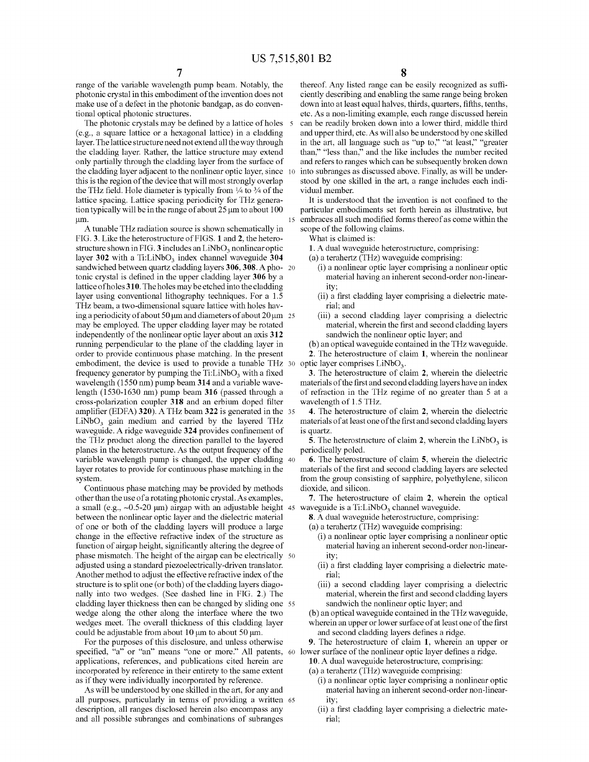range of the variable wavelength pump beam. Notably, the photonic crystal in this embodiment of the invention does not make use of a defect in the photonic bandgap, as do conventional optical photonic structures.

The photonic crystals may be defined by a lattice of holes (e.g., a square lattice or a hexagonal lattice) in a cladding layer. The lattice structure need not extend all the way through the cladding layer. Rather, the lattice structure may extend only partially through the cladding layer from the surface of the cladding layer adjacent to the nonlinear optic layer, since this is the region of the device that will most strongly overlap the THz field. Hole diameter is typically from ¼ to ¾ of the lattice spacing. Lattice spacing periodicity for THz generation typically will be in the range of about 25 μm to about 100 μm.

A tunable THz radiation source is shown schematically in FIG. 3. Like the heterostructure of FIGS. 1 and 2, the heterostructure shown in FIG. 3 includes an $LiNbO_3$ nonlinear optic layer **302** with a Ti:$LiNbO_3$ index channel waveguide **304** sandwiched between quartz cladding layers **306**, **308**. A photonic crystal is defined in the upper cladding layer **306** by a lattice of holes **310**. The holes may be etched into the cladding layer using conventional lithography techniques. For a 1.5 THz beam, a two-dimensional square lattice with holes having a periodicity of about 50 μm and diameters of about 20 μm may be employed. The upper cladding layer may be rotated independently of the nonlinear optic layer about an axis **312** running perpendicular to the plane of the cladding layer in order to provide continuous phase matching. In the present embodiment, the device is used to provide a tunable THz frequency generator by pumping the Ti:$LiNbO_3$ with a fixed wavelength (1550 nm) pump beam **314** and a variable wavelength (1530-1630 nm) pump beam **316** (passed through a cross-polarization coupler **318** and an erbium doped filter amplifier (EDFA) **320**). A THz beam **322** is generated in the $LiNbO_3$ gain medium and carried by the layered THz waveguide. A ridge waveguide **324** provides confinement of the THz product along the direction parallel to the layered planes in the heterostructure. As the output frequency of the variable wavelength pump is changed, the upper cladding layer rotates to provide for continuous phase matching in the system.

Continuous phase matching may be provided by methods other than the use of a rotating photonic crystal. As examples, a small (e.g., ~0.5-20 μm) airgap with an adjustable height between the nonlinear optic layer and the dielectric material of one or both of the cladding layers will produce a large change in the effective refractive index of the structure as function of airgap height, significantly altering the degree of phase mismatch. The height of the airgap can be electrically adjusted using a standard piezoelectrically-driven translator. Another method to adjust the effective refractive index of the structure is to split one (or both) of the cladding layers diagonally into two wedges. (See dashed line in FIG. 2.) The cladding layer thickness then can be changed by sliding one wedge along the other along the interface where the two wedges meet. The overall thickness of this cladding layer could be adjustable from about 10 μm to about 50 μm.

For the purposes of this disclosure, and unless otherwise specified, "a" or "an" means "one or more." All patents, applications, references, and publications cited herein are incorporated by reference in their entirety to the same extent as if they were individually incorporated by reference.

As will be understood by one skilled in the art, for any and all purposes, particularly in terms of providing a written description, all ranges disclosed herein also encompass any and all possible subranges and combinations of subranges thereof. Any listed range can be easily recognized as sufficiently describing and enabling the same range being broken down into at least equal halves, thirds, quarters, fifths, tenths, etc. As a non-limiting example, each range discussed herein can be readily broken down into a lower third, middle third and upper third, etc. As will also be understood by one skilled in the art, all language such as "up to," "at least," "greater than," "less than," and the like includes the number recited and refers to ranges which can be subsequently broken down into subranges as discussed above. Finally, as will be understood by one skilled in the art, a range includes each individual member.

It is understood that the invention is not confined to the particular embodiments set forth herein as illustrative, but embraces all such modified forms thereof as come within the scope of the following claims.

What is claimed is:

**1**. A dual waveguide heterostructure, comprising:
(a) a terahertz (THz) waveguide comprising:
(i) a nonlinear optic layer comprising a nonlinear optic material having an inherent second-order non-linearity;
(ii) a first cladding layer comprising a dielectric material; and
(iii) a second cladding layer comprising a dielectric material, wherein the first and second cladding layers sandwich the nonlinear optic layer; and
(b) an optical waveguide contained in the THz waveguide.

**2**. The heterostructure of claim **1**, wherein the nonlinear optic layer comprises $LiNbO_3$.

**3**. The heterostructure of claim **2**, wherein the dielectric materials of the first and second cladding layers have an index of refraction in the THz regime of no greater than 5 at a wavelength of 1.5 THz.

**4**. The heterostructure of claim **2**, wherein the dielectric materials of at least one of the first and second cladding layers is quartz.

**5**. The heterostructure of claim **2**, wherein the $LiNbO_3$ is periodically poled.

**6**. The heterostructure of claim **5**, wherein the dielectric materials of the first and second cladding layers are selected from the group consisting of sapphire, polyethylene, silicon dioxide, and silicon.

**7**. The heterostructure of claim **2**, wherein the optical waveguide is a Ti:$LiNbO_3$ channel waveguide.

**8**. A dual waveguide heterostructure, comprising:
(a) a terahertz (THz) waveguide comprising:
(i) a nonlinear optic layer comprising a nonlinear optic material having an inherent second-order non-linearity;
(ii) a first cladding layer comprising a dielectric material;
(iii) a second cladding layer comprising a dielectric material, wherein the first and second cladding layers sandwich the nonlinear optic layer; and
(b) an optical waveguide contained in the THz waveguide, wherein an upper or lower surface of at least one of the first and second cladding layers defines a ridge.

**9**. The heterostructure of claim **1**, wherein an upper or lower surface of the nonlinear optic layer defines a ridge.

**10**. A dual waveguide heterostructure, comprising:
(a) a terahertz (THz) waveguide comprising:
(i) a nonlinear optic layer comprising a nonlinear optic material having an inherent second-order non-linearity;
(ii) a first cladding layer comprising a dielectric material;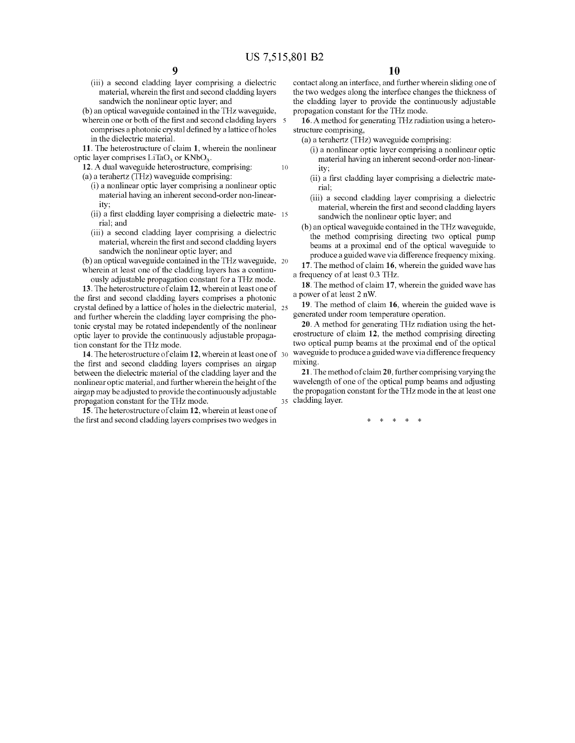(iii) a second cladding layer comprising a dielectric material, wherein the first and second cladding layers sandwich the nonlinear optic layer; and

(b) an optical waveguide contained in the THz waveguide, wherein one or both of the first and second cladding layers comprises a photonic crystal defined by a lattice of holes in the dielectric material.

**11**. The heterostructure of claim **1**, wherein the nonlinear optic layer comprises $LiTaO_3$ or $KNbO_3$.

**12**. A dual waveguide heterostructure, comprising:

(a) a terahertz (THz) waveguide comprising:

(i) a nonlinear optic layer comprising a nonlinear optic material having an inherent second-order non-linearity;

(ii) a first cladding layer comprising a dielectric material; and

(iii) a second cladding layer comprising a dielectric material, wherein the first and second cladding layers sandwich the nonlinear optic layer; and

(b) an optical waveguide contained in the THz waveguide, wherein at least one of the cladding layers has a continuously adjustable propagation constant for a THz mode.

**13**. The heterostructure of claim **12**, wherein at least one of the first and second cladding layers comprises a photonic crystal defined by a lattice of holes in the dielectric material, and further wherein the cladding layer comprising the photonic crystal may be rotated independently of the nonlinear optic layer to provide the continuously adjustable propagation constant for the THz mode.

**14**. The heterostructure of claim **12**, wherein at least one of the first and second cladding layers comprises an airgap between the dielectric material of the cladding layer and the nonlinear optic material, and further wherein the height of the airgap may be adjusted to provide the continuously adjustable propagation constant for the THz mode.

**15**. The heterostructure of claim **12**, wherein at least one of the first and second cladding layers comprises two wedges in contact along an interface, and further wherein sliding one of the two wedges along the interface changes the thickness of the cladding layer to provide the continuously adjustable propagation constant for the THz mode.

**16**. A method for generating THz radiation using a heterostructure comprising,

(a) a terahertz (THz) waveguide comprising:

(i) a nonlinear optic layer comprising a nonlinear optic material having an inherent second-order non-linearity;

(ii) a first cladding layer comprising a dielectric material;

(iii) a second cladding layer comprising a dielectric material, wherein the first and second cladding layers sandwich the nonlinear optic layer; and

(b) an optical waveguide contained in the THz waveguide, the method comprising directing two optical pump beams at a proximal end of the optical waveguide to produce a guided wave via difference frequency mixing.

**17**. The method of claim **16**, wherein the guided wave has a frequency of at least 0.3 THz.

**18**. The method of claim **17**, wherein the guided wave has a power of at least 2 nW.

**19**. The method of claim **16**, wherein the guided wave is generated under room temperature operation.

**20**. A method for generating THz radiation using the heterostructure of claim **12**, the method comprising directing two optical pump beams at the proximal end of the optical waveguide to produce a guided wave via difference frequency mixing.

**21**. The method of claim **20**, further comprising varying the wavelength of one of the optical pump beams and adjusting the propagation constant for the THz mode in the at least one cladding layer.

* * * * *